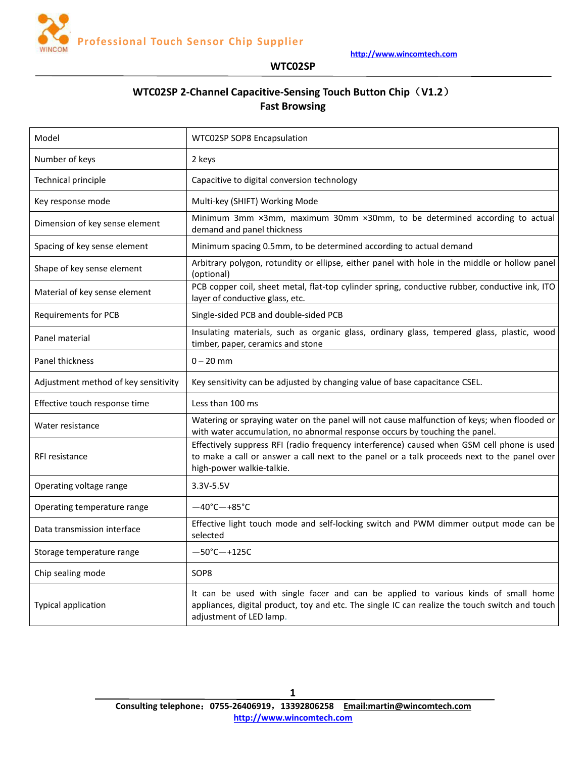# WTC02SP 2-Channel Capacitive-Sensing Touch Button Chip（V1.2）

## Fast Browsing

| Model | WTC02SP SOP8 Encapsulation |
|---|---|
| Number of keys | 2 keys |
| Technical principle | Capacitive to digital conversion technology |
| Key response mode | Multi-key (SHIFT) Working Mode |
| Dimension of key sense element | Minimum 3mm ×3mm, maximum 30mm ×30mm, to be determined according to actual demand and panel thickness |
| Spacing of key sense element | Minimum spacing 0.5mm, to be determined according to actual demand |
| Shape of key sense element | Arbitrary polygon, rotundity or ellipse, either panel with hole in the middle or hollow panel (optional) |
| Material of key sense element | PCB copper coil, sheet metal, flat-top cylinder spring, conductive rubber, conductive ink, ITO layer of conductive glass, etc. |
| Requirements for PCB | Single-sided PCB and double-sided PCB |
| Panel material | Insulating materials, such as organic glass, ordinary glass, tempered glass, plastic, wood timber, paper, ceramics and stone |
| Panel thickness | 0 – 20 mm |
| Adjustment method of key sensitivity | Key sensitivity can be adjusted by changing value of base capacitance CSEL. |
| Effective touch response time | Less than 100 ms |
| Water resistance | Watering or spraying water on the panel will not cause malfunction of keys; when flooded or with water accumulation, no abnormal response occurs by touching the panel. |
| RFI resistance | Effectively suppress RFI (radio frequency interference) caused when GSM cell phone is used to make a call or answer a call next to the panel or a talk proceeds next to the panel over high-power walkie-talkie. |
| Operating voltage range | 3.3V-5.5V |
| Operating temperature range | —40°C—+85°C |
| Data transmission interface | Effective light touch mode and self-locking switch and PWM dimmer output mode can be selected |
| Storage temperature range | —50°C—+125C |
| Chip sealing mode | SOP8 |
| Typical application | It can be used with single facer and can be applied to various kinds of small home appliances, digital product, toy and etc. The single IC can realize the touch switch and touch adjustment of LED lamp. |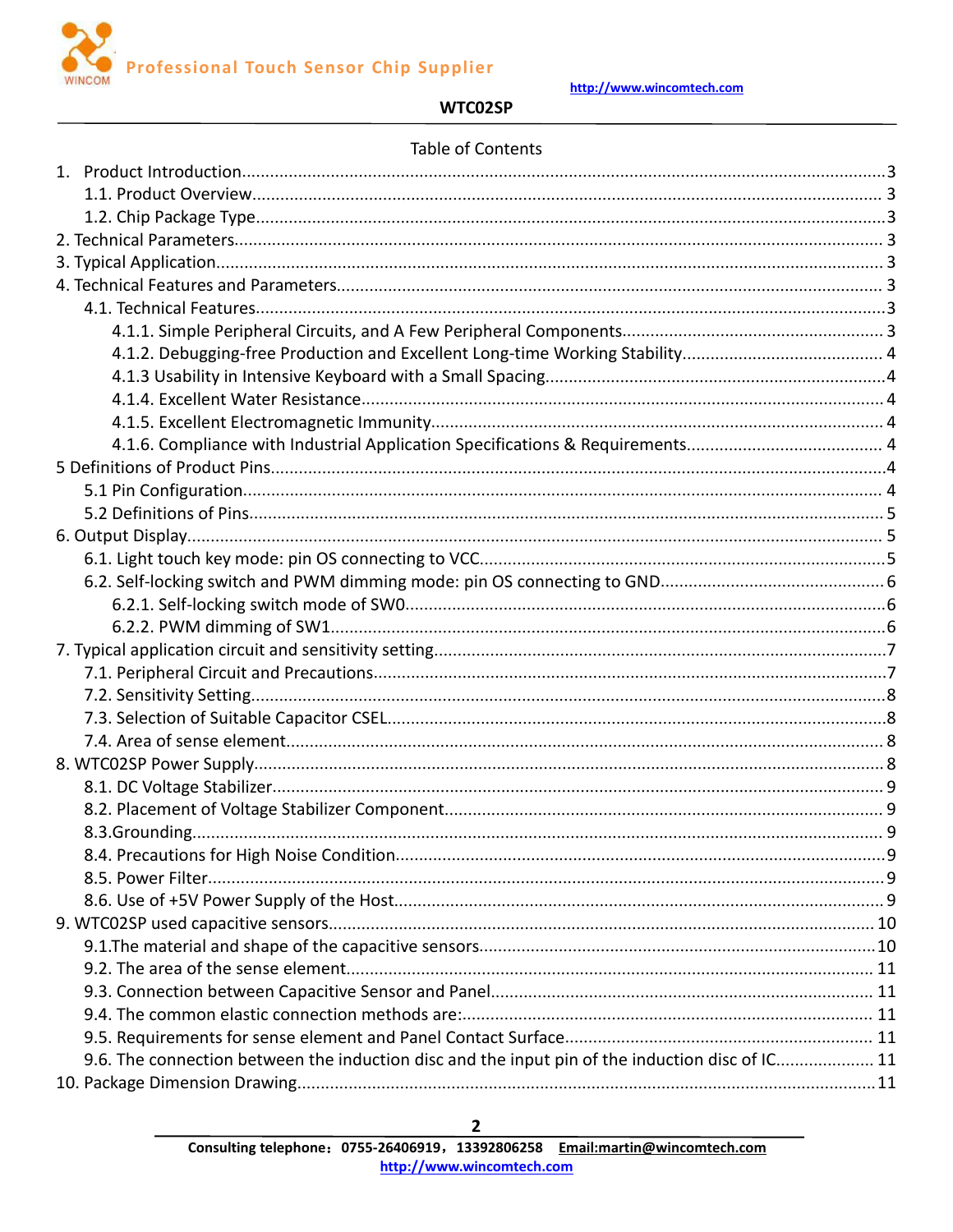## Table of Contents

1. Product Introduction.......................................................3
   - 1.1. Product Overview.......................................................3
   - 1.2. Chip Package Type.......................................................3
2. Technical Parameters.......................................................3
3. Typical Application.......................................................3
4. Technical Features and Parameters.......................................................3
   - 4.1. Technical Features.......................................................3
     - 4.1.1. Simple Peripheral Circuits, and A Few Peripheral Components.......................................................3
     - 4.1.2. Debugging-free Production and Excellent Long-time Working Stability.......................................................4
     - 4.1.3 Usability in Intensive Keyboard with a Small Spacing.......................................................4
     - 4.1.4. Excellent Water Resistance.......................................................4
     - 4.1.5. Excellent Electromagnetic Immunity.......................................................4
     - 4.1.6. Compliance with Industrial Application Specifications & Requirements.......................................................4
5. Definitions of Product Pins.......................................................4
   - 5.1 Pin Configuration.......................................................4
   - 5.2 Definitions of Pins.......................................................5
6. Output Display.......................................................5
   - 6.1. Light touch key mode: pin OS connecting to VCC.......................................................5
   - 6.2. Self-locking switch and PWM dimming mode: pin OS connecting to GND.......................................................6
     - 6.2.1. Self-locking switch mode of SW0.......................................................6
     - 6.2.2. PWM dimming of SW1.......................................................6
7. Typical application circuit and sensitivity setting.......................................................7
   - 7.1. Peripheral Circuit and Precautions.......................................................7
   - 7.2. Sensitivity Setting.......................................................8
   - 7.3. Selection of Suitable Capacitor CSEL.......................................................8
   - 7.4. Area of sense element.......................................................8
8. WTC02SP Power Supply.......................................................8
   - 8.1. DC Voltage Stabilizer.......................................................9
   - 8.2. Placement of Voltage Stabilizer Component.......................................................9
   - 8.3.Grounding.......................................................9
   - 8.4. Precautions for High Noise Condition.......................................................9
   - 8.5. Power Filter.......................................................9
   - 8.6. Use of +5V Power Supply of the Host.......................................................9
9. WTC02SP used capacitive sensors.......................................................10
   - 9.1.The material and shape of the capacitive sensors.......................................................10
   - 9.2. The area of the sense element.......................................................11
   - 9.3. Connection between Capacitive Sensor and Panel.......................................................11
   - 9.4. The common elastic connection methods are:.......................................................11
   - 9.5. Requirements for sense element and Panel Contact Surface.......................................................11
   - 9.6. The connection between the induction disc and the input pin of the induction disc of IC.......................................................11
10. Package Dimension Drawing.......................................................11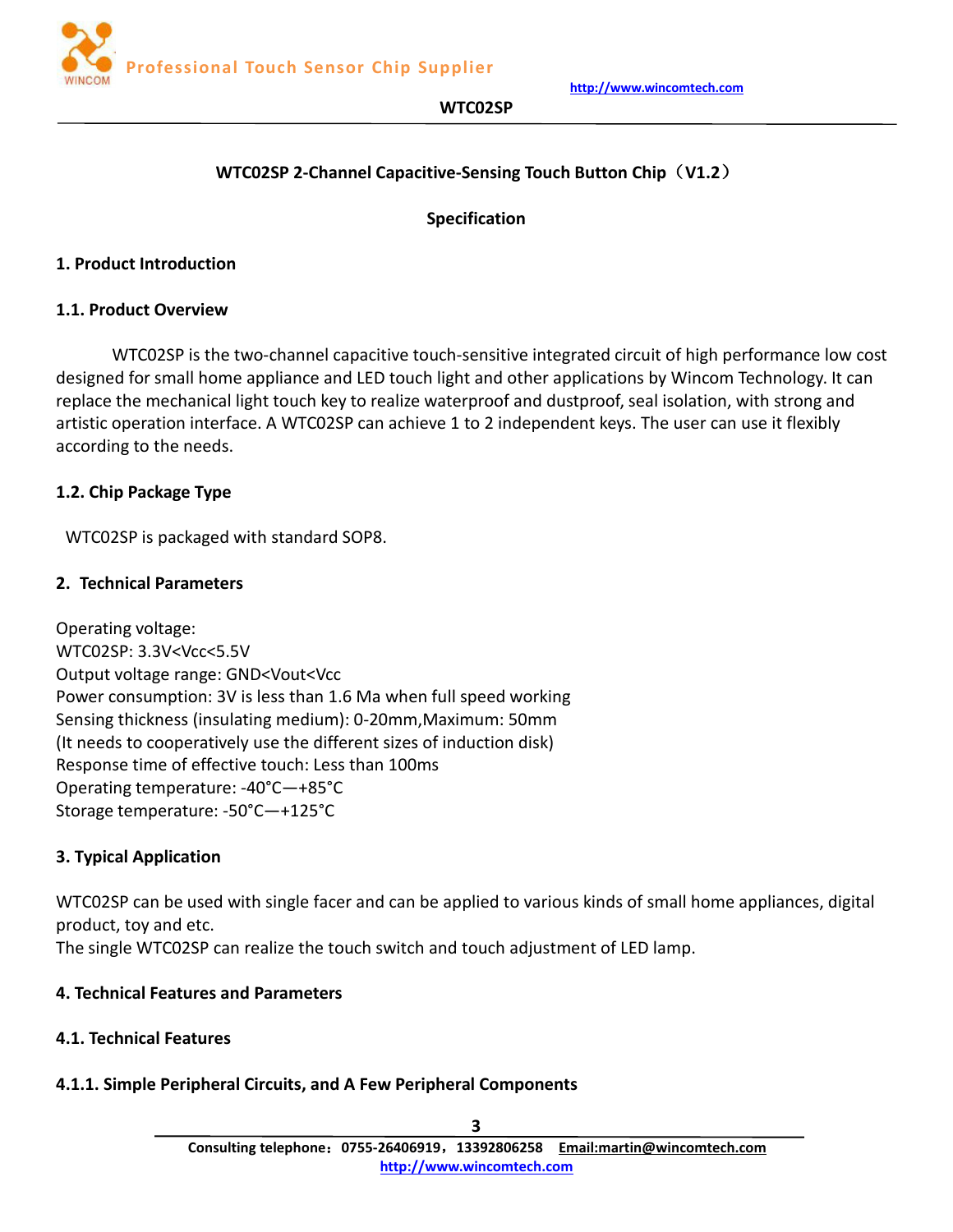## WTC02SP 2-Channel Capacitive-Sensing Touch Button Chip（V1.2）

**Specification**

# 1. Product Introduction

## 1.1. Product Overview

WTC02SP is the two-channel capacitive touch-sensitive integrated circuit of high performance low cost designed for small home appliance and LED touch light and other applications by Wincom Technology. It can replace the mechanical light touch key to realize waterproof and dustproof, seal isolation, with strong and artistic operation interface. A WTC02SP can achieve 1 to 2 independent keys. The user can use it flexibly according to the needs.

## 1.2. Chip Package Type

WTC02SP is packaged with standard SOP8.

# 2. Technical Parameters

Operating voltage:
WTC02SP: 3.3V<Vcc<5.5V
Output voltage range: GND<Vout<Vcc
Power consumption: 3V is less than 1.6 Ma when full speed working
Sensing thickness (insulating medium): 0-20mm,Maximum: 50mm
(It needs to cooperatively use the different sizes of induction disk)
Response time of effective touch: Less than 100ms
Operating temperature: -40°C—+85°C
Storage temperature: -50°C—+125°C

# 3. Typical Application

WTC02SP can be used with single facer and can be applied to various kinds of small home appliances, digital product, toy and etc.
The single WTC02SP can realize the touch switch and touch adjustment of LED lamp.

# 4. Technical Features and Parameters

## 4.1. Technical Features

### 4.1.1. Simple Peripheral Circuits, and A Few Peripheral Components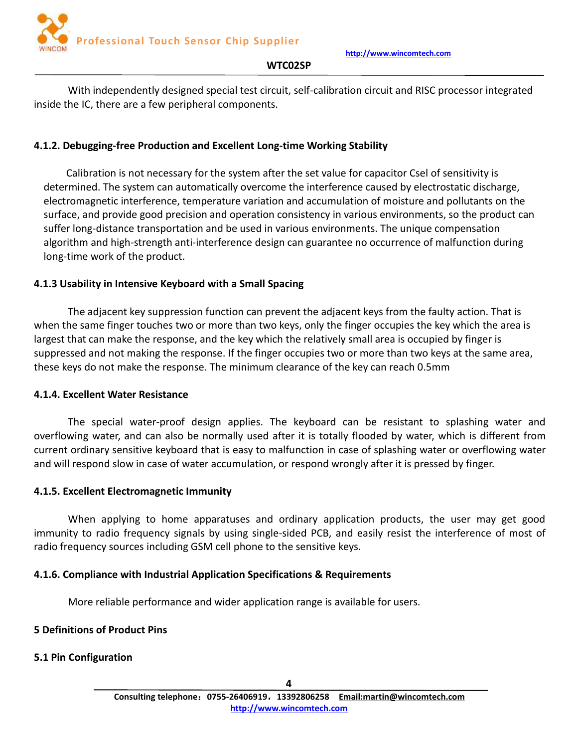With independently designed special test circuit, self-calibration circuit and RISC processor integrated inside the IC, there are a few peripheral components.

### 4.1.2. Debugging-free Production and Excellent Long-time Working Stability

Calibration is not necessary for the system after the set value for capacitor Csel of sensitivity is determined. The system can automatically overcome the interference caused by electrostatic discharge, electromagnetic interference, temperature variation and accumulation of moisture and pollutants on the surface, and provide good precision and operation consistency in various environments, so the product can suffer long-distance transportation and be used in various environments. The unique compensation algorithm and high-strength anti-interference design can guarantee no occurrence of malfunction during long-time work of the product.

### 4.1.3 Usability in Intensive Keyboard with a Small Spacing

The adjacent key suppression function can prevent the adjacent keys from the faulty action. That is when the same finger touches two or more than two keys, only the finger occupies the key which the area is largest that can make the response, and the key which the relatively small area is occupied by finger is suppressed and not making the response. If the finger occupies two or more than two keys at the same area, these keys do not make the response. The minimum clearance of the key can reach 0.5mm

### 4.1.4. Excellent Water Resistance

The special water-proof design applies. The keyboard can be resistant to splashing water and overflowing water, and can also be normally used after it is totally flooded by water, which is different from current ordinary sensitive keyboard that is easy to malfunction in case of splashing water or overflowing water and will respond slow in case of water accumulation, or respond wrongly after it is pressed by finger.

### 4.1.5. Excellent Electromagnetic Immunity

When applying to home apparatuses and ordinary application products, the user may get good immunity to radio frequency signals by using single-sided PCB, and easily resist the interference of most of radio frequency sources including GSM cell phone to the sensitive keys.

### 4.1.6. Compliance with Industrial Application Specifications & Requirements

More reliable performance and wider application range is available for users.

## 5 Definitions of Product Pins

### 5.1 Pin Configuration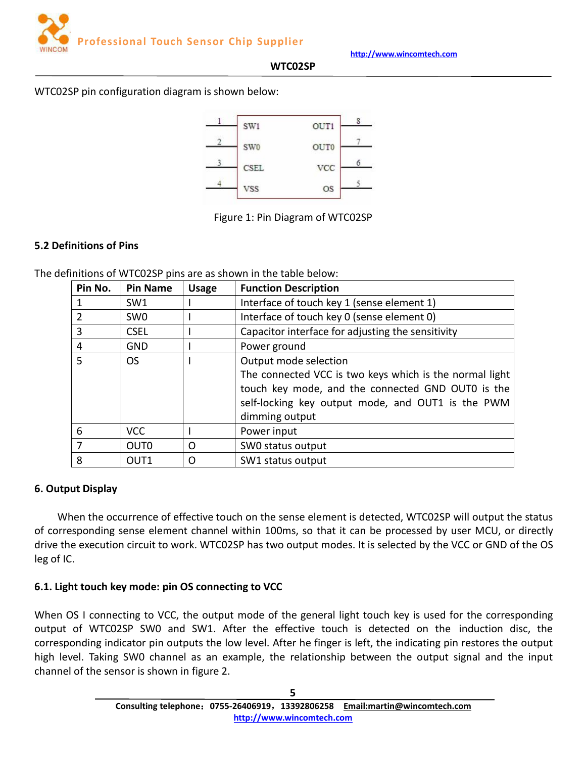WTC02SP pin configuration diagram is shown below:

Figure 1: Pin Diagram of WTC02SP

### 5.2 Definitions of Pins

The definitions of WTC02SP pins are as shown in the table below:

| Pin No. | Pin Name | Usage | Function Description |
|---|---|---|---|
| 1 | SW1 | I | Interface of touch key 1 (sense element 1) |
| 2 | SW0 | I | Interface of touch key 0 (sense element 0) |
| 3 | CSEL | I | Capacitor interface for adjusting the sensitivity |
| 4 | GND | I | Power ground |
| 5 | OS | I | Output mode selection<br>The connected VCC is two keys which is the normal light touch key mode, and the connected GND OUT0 is the self-locking key output mode, and OUT1 is the PWM dimming output |
| 6 | VCC | I | Power input |
| 7 | OUT0 | O | SW0 status output |
| 8 | OUT1 | O | SW1 status output |

## 6. Output Display

When the occurrence of effective touch on the sense element is detected, WTC02SP will output the status of corresponding sense element channel within 100ms, so that it can be processed by user MCU, or directly drive the execution circuit to work. WTC02SP has two output modes. It is selected by the VCC or GND of the OS leg of IC.

### 6.1. Light touch key mode: pin OS connecting to VCC

When OS I connecting to VCC, the output mode of the general light touch key is used for the corresponding output of WTC02SP SW0 and SW1. After the effective touch is detected on the induction disc, the corresponding indicator pin outputs the low level. After he finger is left, the indicating pin restores the output high level. Taking SW0 channel as an example, the relationship between the output signal and the input channel of the sensor is shown in figure 2.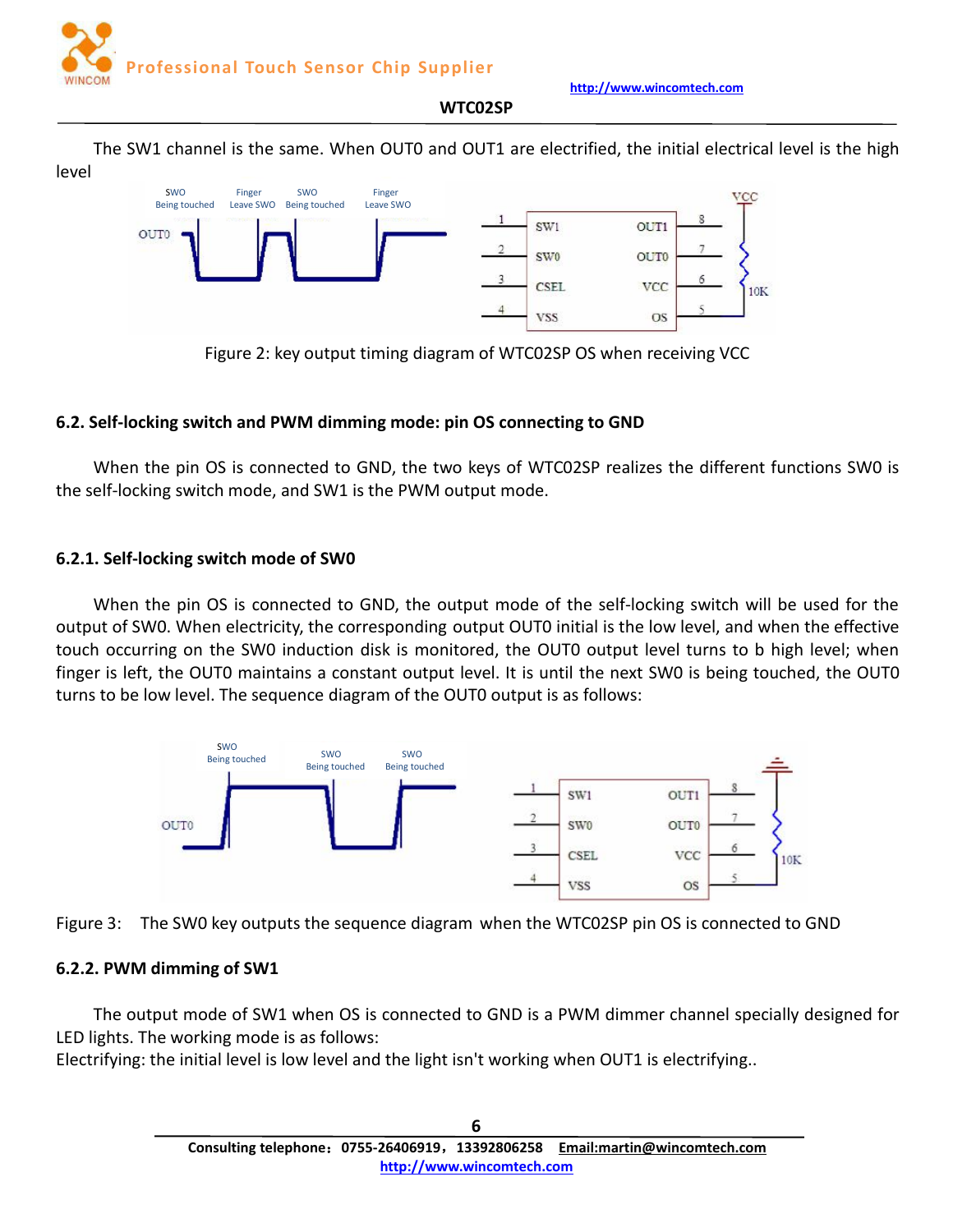The SW1 channel is the same. When OUT0 and OUT1 are electrified, the initial electrical level is the high level

Figure 2: key output timing diagram of WTC02SP OS when receiving VCC

### 6.2. Self-locking switch and PWM dimming mode: pin OS connecting to GND

When the pin OS is connected to GND, the two keys of WTC02SP realizes the different functions SW0 is the self-locking switch mode, and SW1 is the PWM output mode.

#### 6.2.1. Self-locking switch mode of SW0

When the pin OS is connected to GND, the output mode of the self-locking switch will be used for the output of SW0. When electricity, the corresponding output OUT0 initial is the low level, and when the effective touch occurring on the SW0 induction disk is monitored, the OUT0 output level turns to b high level; when finger is left, the OUT0 maintains a constant output level. It is until the next SW0 is being touched, the OUT0 turns to be low level. The sequence diagram of the OUT0 output is as follows:

Figure 3: The SW0 key outputs the sequence diagram when the WTC02SP pin OS is connected to GND

#### 6.2.2. PWM dimming of SW1

The output mode of SW1 when OS is connected to GND is a PWM dimmer channel specially designed for LED lights. The working mode is as follows:
Electrifying: the initial level is low level and the light isn't working when OUT1 is electrifying..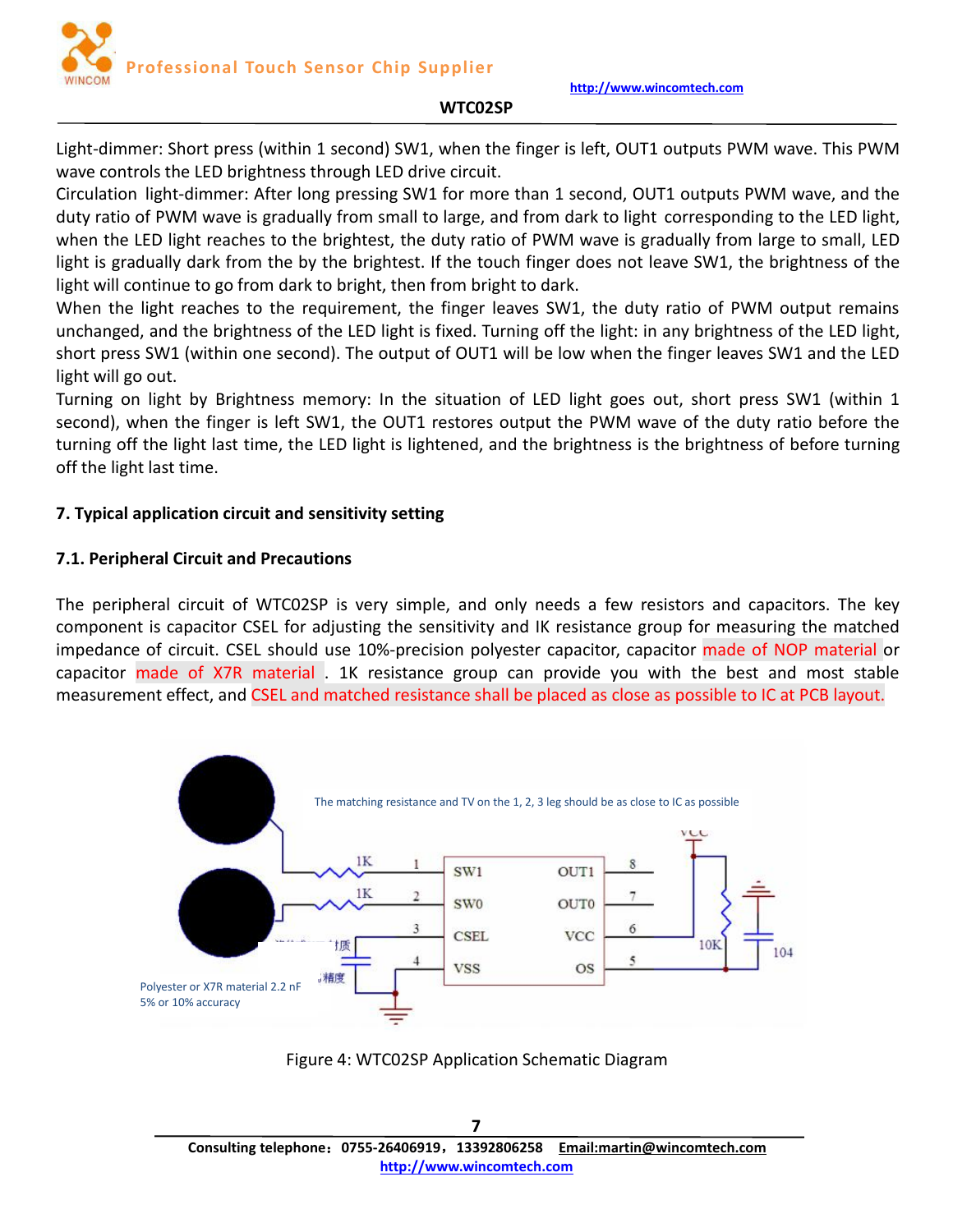Light-dimmer: Short press (within 1 second) SW1, when the finger is left, OUT1 outputs PWM wave. This PWM wave controls the LED brightness through LED drive circuit.
Circulation light-dimmer: After long pressing SW1 for more than 1 second, OUT1 outputs PWM wave, and the duty ratio of PWM wave is gradually from small to large, and from dark to light corresponding to the LED light, when the LED light reaches to the brightest, the duty ratio of PWM wave is gradually from large to small, LED light is gradually dark from the by the brightest. If the touch finger does not leave SW1, the brightness of the light will continue to go from dark to bright, then from bright to dark.
When the light reaches to the requirement, the finger leaves SW1, the duty ratio of PWM output remains unchanged, and the brightness of the LED light is fixed. Turning off the light: in any brightness of the LED light, short press SW1 (within one second). The output of OUT1 will be low when the finger leaves SW1 and the LED light will go out.
Turning on light by Brightness memory: In the situation of LED light goes out, short press SW1 (within 1 second), when the finger is left SW1, the OUT1 restores output the PWM wave of the duty ratio before the turning off the light last time, the LED light is lightened, and the brightness is the brightness of before turning off the light last time.

## 7. Typical application circuit and sensitivity setting

### 7.1. Peripheral Circuit and Precautions

The peripheral circuit of WTC02SP is very simple, and only needs a few resistors and capacitors. The key component is capacitor CSEL for adjusting the sensitivity and IK resistance group for measuring the matched impedance of circuit. CSEL should use 10%-precision polyester capacitor, capacitor made of NOP material or capacitor made of X7R material . 1K resistance group can provide you with the best and most stable measurement effect, and CSEL and matched resistance shall be placed as close as possible to IC at PCB layout.

The matching resistance and TV on the 1, 2, 3 leg should be as close to IC as possible

Polyester or X7R material 2.2 nF
5% or 10% accuracy

Figure 4: WTC02SP Application Schematic Diagram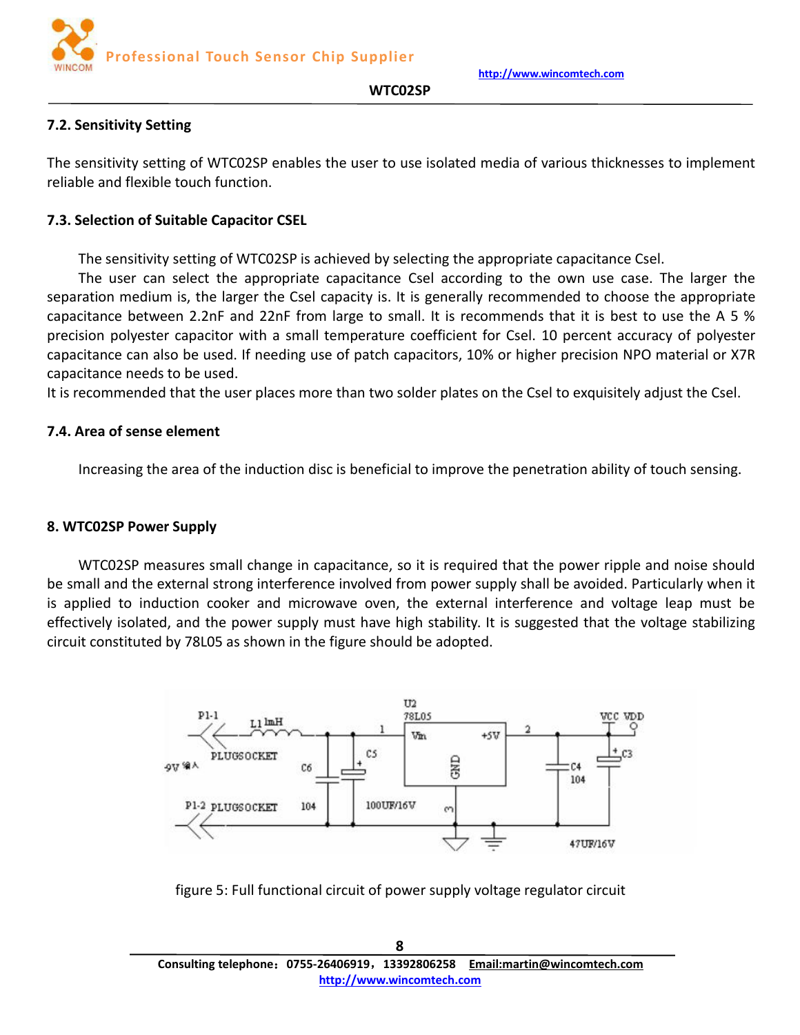### 7.2. Sensitivity Setting

The sensitivity setting of WTC02SP enables the user to use isolated media of various thicknesses to implement reliable and flexible touch function.

### 7.3. Selection of Suitable Capacitor CSEL

The sensitivity setting of WTC02SP is achieved by selecting the appropriate capacitance Csel.

The user can select the appropriate capacitance Csel according to the own use case. The larger the separation medium is, the larger the Csel capacity is. It is generally recommended to choose the appropriate capacitance between 2.2nF and 22nF from large to small. It is recommends that it is best to use the A 5 % precision polyester capacitor with a small temperature coefficient for Csel. 10 percent accuracy of polyester capacitance can also be used. If needing use of patch capacitors, 10% or higher precision NPO material or X7R capacitance needs to be used.

It is recommended that the user places more than two solder plates on the Csel to exquisitely adjust the Csel.

### 7.4. Area of sense element

Increasing the area of the induction disc is beneficial to improve the penetration ability of touch sensing.

## 8. WTC02SP Power Supply

WTC02SP measures small change in capacitance, so it is required that the power ripple and noise should be small and the external strong interference involved from power supply shall be avoided. Particularly when it is applied to induction cooker and microwave oven, the external interference and voltage leap must be effectively isolated, and the power supply must have high stability. It is suggested that the voltage stabilizing circuit constituted by 78L05 as shown in the figure should be adopted.

figure 5: Full functional circuit of power supply voltage regulator circuit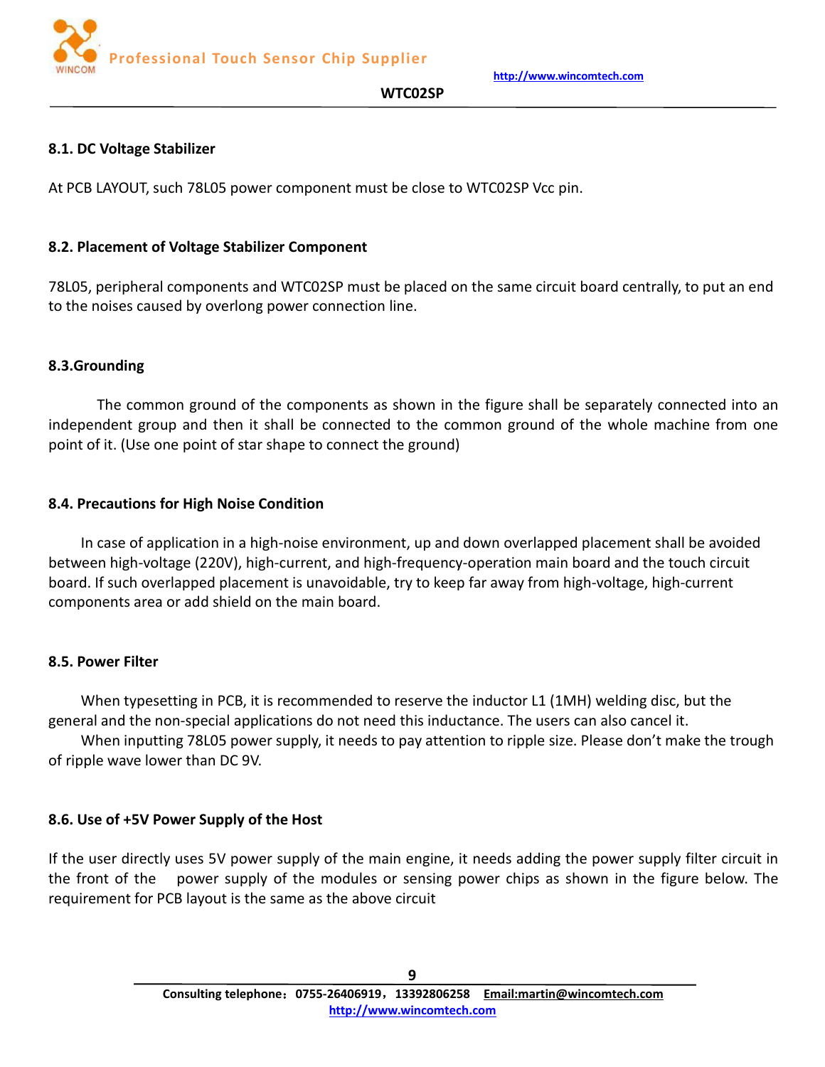### 8.1. DC Voltage Stabilizer

At PCB LAYOUT, such 78L05 power component must be close to WTC02SP Vcc pin.

### 8.2. Placement of Voltage Stabilizer Component

78L05, peripheral components and WTC02SP must be placed on the same circuit board centrally, to put an end to the noises caused by overlong power connection line.

### 8.3.Grounding

The common ground of the components as shown in the figure shall be separately connected into an independent group and then it shall be connected to the common ground of the whole machine from one point of it. (Use one point of star shape to connect the ground)

### 8.4. Precautions for High Noise Condition

In case of application in a high-noise environment, up and down overlapped placement shall be avoided between high-voltage (220V), high-current, and high-frequency-operation main board and the touch circuit board. If such overlapped placement is unavoidable, try to keep far away from high-voltage, high-current components area or add shield on the main board.

### 8.5. Power Filter

When typesetting in PCB, it is recommended to reserve the inductor L1 (1MH) welding disc, but the general and the non-special applications do not need this inductance. The users can also cancel it.

When inputting 78L05 power supply, it needs to pay attention to ripple size. Please don't make the trough of ripple wave lower than DC 9V.

### 8.6. Use of +5V Power Supply of the Host

If the user directly uses 5V power supply of the main engine, it needs adding the power supply filter circuit in the front of the power supply of the modules or sensing power chips as shown in the figure below. The requirement for PCB layout is the same as the above circuit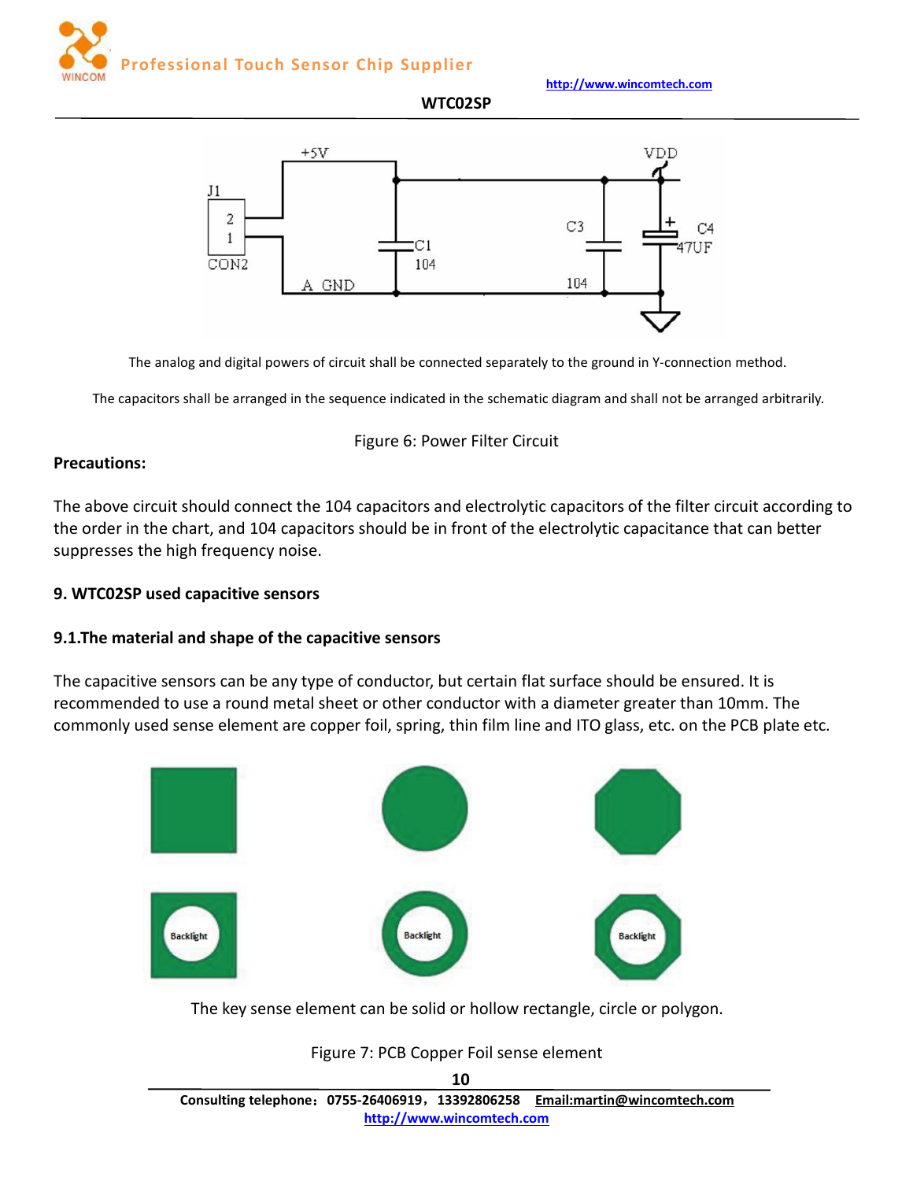The analog and digital powers of circuit shall be connected separately to the ground in Y-connection method.

The capacitors shall be arranged in the sequence indicated in the schematic diagram and shall not be arranged arbitrarily.

Figure 6: Power Filter Circuit

**Precautions:**

The above circuit should connect the 104 capacitors and electrolytic capacitors of the filter circuit according to the order in the chart, and 104 capacitors should be in front of the electrolytic capacitance that can better suppresses the high frequency noise.

### 9. WTC02SP used capacitive sensors

#### 9.1.The material and shape of the capacitive sensors

The capacitive sensors can be any type of conductor, but certain flat surface should be ensured. It is recommended to use a round metal sheet or other conductor with a diameter greater than 10mm. The commonly used sense element are copper foil, spring, thin film line and ITO glass, etc. on the PCB plate etc.

The key sense element can be solid or hollow rectangle, circle or polygon.

Figure 7: PCB Copper Foil sense element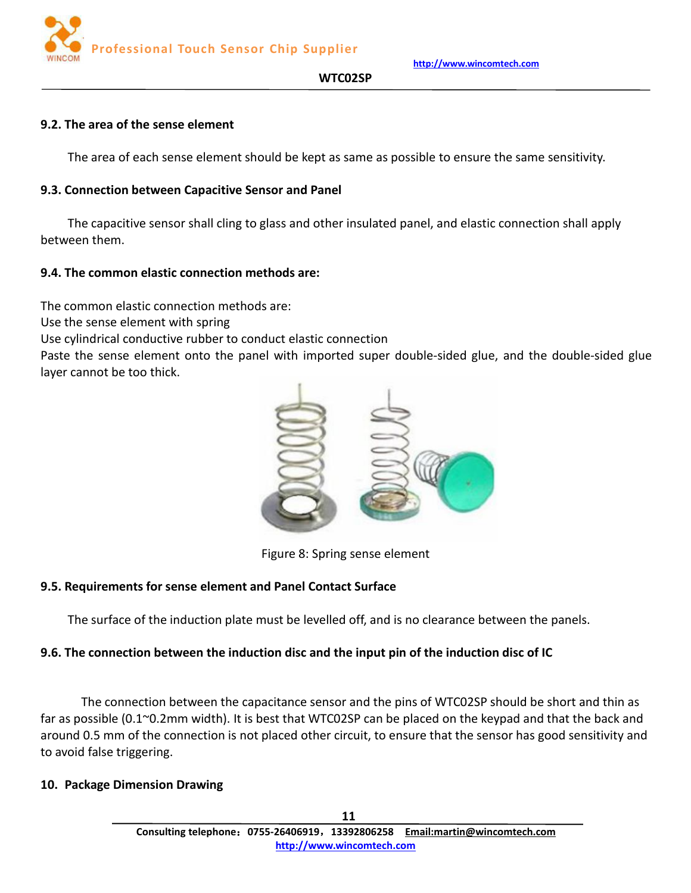### 9.2. The area of the sense element

The area of each sense element should be kept as same as possible to ensure the same sensitivity.

### 9.3. Connection between Capacitive Sensor and Panel

The capacitive sensor shall cling to glass and other insulated panel, and elastic connection shall apply between them.

### 9.4. The common elastic connection methods are:

The common elastic connection methods are:
Use the sense element with spring
Use cylindrical conductive rubber to conduct elastic connection
Paste the sense element onto the panel with imported super double-sided glue, and the double-sided glue layer cannot be too thick.

Figure 8: Spring sense element

### 9.5. Requirements for sense element and Panel Contact Surface

The surface of the induction plate must be levelled off, and is no clearance between the panels.

### 9.6. The connection between the induction disc and the input pin of the induction disc of IC

The connection between the capacitance sensor and the pins of WTC02SP should be short and thin as far as possible (0.1~0.2mm width). It is best that WTC02SP can be placed on the keypad and that the back and around 0.5 mm of the connection is not placed other circuit, to ensure that the sensor has good sensitivity and to avoid false triggering.

## 10. Package Dimension Drawing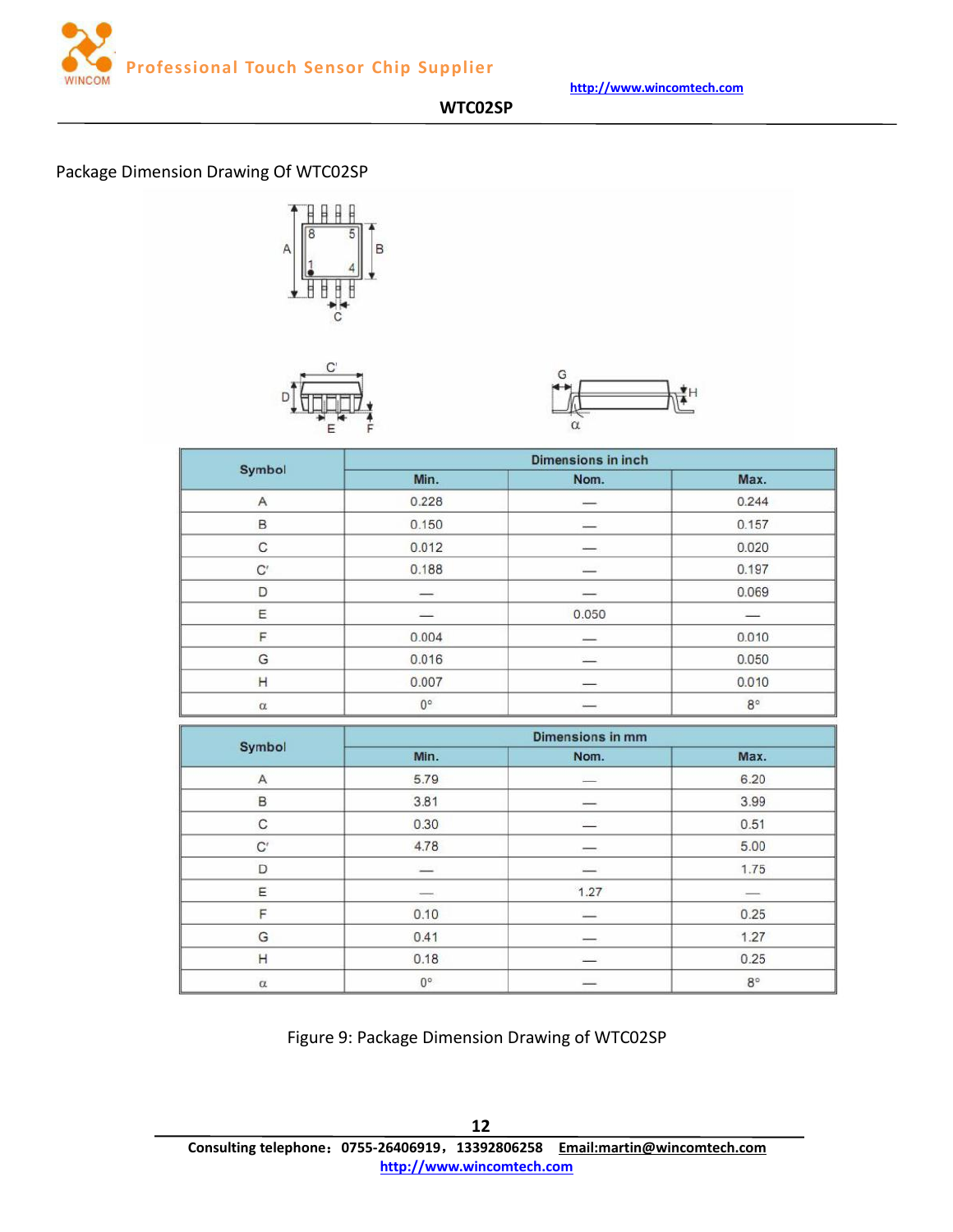Package Dimension Drawing Of WTC02SP

A B C 8 5 1 4

C' D E F

G H α

| Symbol | Dimensions in inch | | |
|---|---|---|---|
| | Min. | Nom. | Max. |
| A | 0.228 | — | 0.244 |
| B | 0.150 | — | 0.157 |
| C | 0.012 | — | 0.020 |
| C' | 0.188 | — | 0.197 |
| D | — | — | 0.069 |
| E | — | 0.050 | — |
| F | 0.004 | — | 0.010 |
| G | 0.016 | — | 0.050 |
| H | 0.007 | — | 0.010 |
| α | 0° | — | 8° |

| Symbol | Dimensions in mm | | |
|---|---|---|---|
| | Min. | Nom. | Max. |
| A | 5.79 | — | 6.20 |
| B | 3.81 | — | 3.99 |
| C | 0.30 | — | 0.51 |
| C' | 4.78 | — | 5.00 |
| D | — | — | 1.75 |
| E | — | 1.27 | — |
| F | 0.10 | — | 0.25 |
| G | 0.41 | — | 1.27 |
| H | 0.18 | — | 0.25 |
| α | 0° | — | 8° |

Figure 9: Package Dimension Drawing of WTC02SP